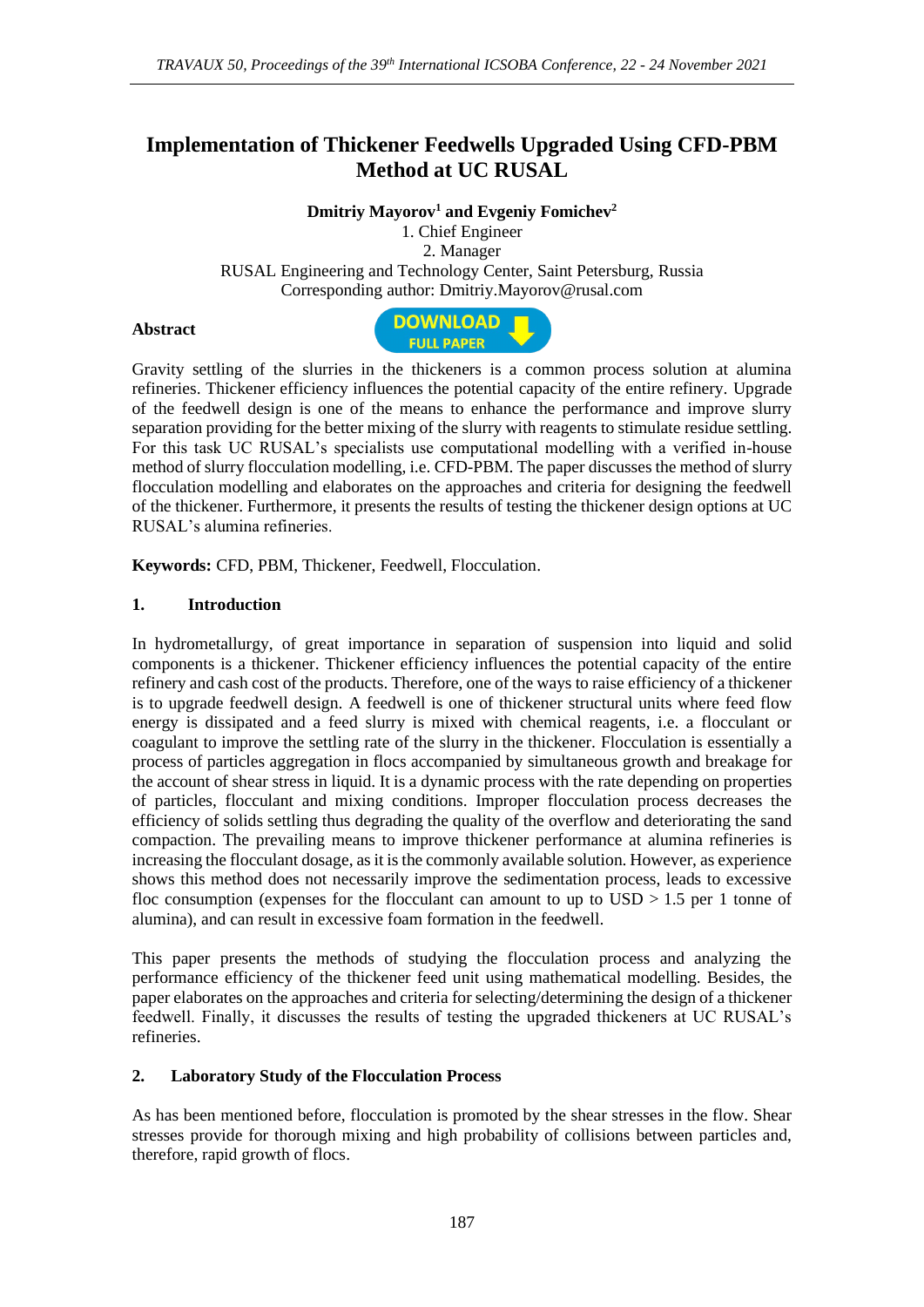# Implementation of Thickener Feedwells Upgraded Using CFD-PBM Method at UC RUSAL

**Dmitriy Mayorov[1] and Evgeniy Fomichev[2]**

1. Chief Engineer
2. Manager

RUSAL Engineering and Technology Center, Saint Petersburg, Russia

Corresponding author: Dmitriy.Mayorov@rusal.com

**Abstract**

Gravity settling of the slurries in the thickeners is a common process solution at alumina refineries. Thickener efficiency influences the potential capacity of the entire refinery. Upgrade of the feedwell design is one of the means to enhance the performance and improve slurry separation providing for the better mixing of the slurry with reagents to stimulate residue settling. For this task UC RUSAL's specialists use computational modelling with a verified in-house method of slurry flocculation modelling, i.e. CFD-PBM. The paper discusses the method of slurry flocculation modelling and elaborates on the approaches and criteria for designing the feedwell of the thickener. Furthermore, it presents the results of testing the thickener design options at UC RUSAL's alumina refineries.

**Keywords:** CFD, PBM, Thickener, Feedwell, Flocculation.

## 1. Introduction

In hydrometallurgy, of great importance in separation of suspension into liquid and solid components is a thickener. Thickener efficiency influences the potential capacity of the entire refinery and cash cost of the products. Therefore, one of the ways to raise efficiency of a thickener is to upgrade feedwell design. A feedwell is one of thickener structural units where feed flow energy is dissipated and a feed slurry is mixed with chemical reagents, i.e. a flocculant or coagulant to improve the settling rate of the slurry in the thickener. Flocculation is essentially a process of particles aggregation in flocs accompanied by simultaneous growth and breakage for the account of shear stress in liquid. It is a dynamic process with the rate depending on properties of particles, flocculant and mixing conditions. Improper flocculation process decreases the efficiency of solids settling thus degrading the quality of the overflow and deteriorating the sand compaction. The prevailing means to improve thickener performance at alumina refineries is increasing the flocculant dosage, as it is the commonly available solution. However, as experience shows this method does not necessarily improve the sedimentation process, leads to excessive floc consumption (expenses for the flocculant can amount to up to USD > 1.5 per 1 tonne of alumina), and can result in excessive foam formation in the feedwell.

This paper presents the methods of studying the flocculation process and analyzing the performance efficiency of the thickener feed unit using mathematical modelling. Besides, the paper elaborates on the approaches and criteria for selecting/determining the design of a thickener feedwell. Finally, it discusses the results of testing the upgraded thickeners at UC RUSAL's refineries.

## 2. Laboratory Study of the Flocculation Process

As has been mentioned before, flocculation is promoted by the shear stresses in the flow. Shear stresses provide for thorough mixing and high probability of collisions between particles and, therefore, rapid growth of flocs.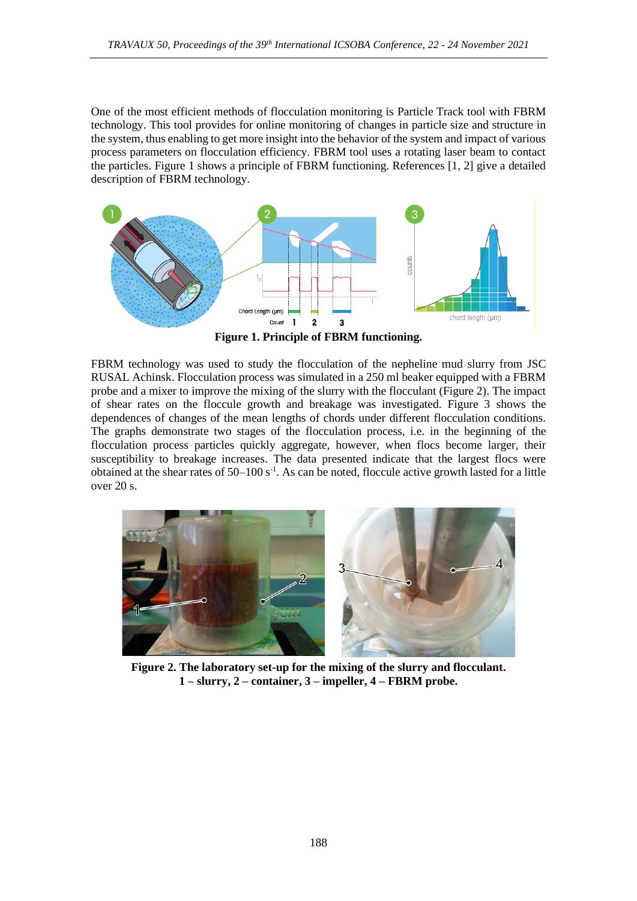One of the most efficient methods of flocculation monitoring is Particle Track tool with FBRM technology. This tool provides for online monitoring of changes in particle size and structure in the system, thus enabling to get more insight into the behavior of the system and impact of various process parameters on flocculation efficiency. FBRM tool uses a rotating laser beam to contact the particles. Figure 1 shows a principle of FBRM functioning. References [1, 2] give a detailed description of FBRM technology.

**Figure 1. Principle of FBRM functioning.**

FBRM technology was used to study the flocculation of the nepheline mud slurry from JSC RUSAL Achinsk. Flocculation process was simulated in a 250 ml beaker equipped with a FBRM probe and a mixer to improve the mixing of the slurry with the flocculant (Figure 2). The impact of shear rates on the floccule growth and breakage was investigated. Figure 3 shows the dependences of changes of the mean lengths of chords under different flocculation conditions. The graphs demonstrate two stages of the flocculation process, i.e. in the beginning of the flocculation process particles quickly aggregate, however, when flocs become larger, their susceptibility to breakage increases. The data presented indicate that the largest flocs were obtained at the shear rates of 50–100 $s^{-1}$. As can be noted, floccule active growth lasted for a little over 20 s.

**Figure 2. The laboratory set-up for the mixing of the slurry and flocculant.
1 – slurry, 2 – container, 3 – impeller, 4 – FBRM probe.**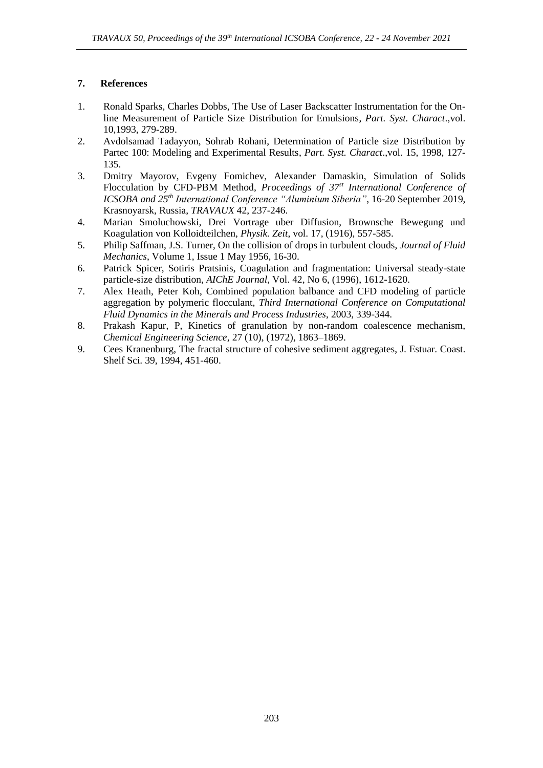## 7. References

1. Ronald Sparks, Charles Dobbs, The Use of Laser Backscatter Instrumentation for the On-line Measurement of Particle Size Distribution for Emulsions, *Part. Syst. Charact*.,vol. 10,1993, 279-289.
2. Avdolsamad Tadayyon, Sohrab Rohani, Determination of Particle size Distribution by Partec 100: Modeling and Experimental Results, *Part. Syst. Charact*.,vol. 15, 1998, 127-135.
3. Dmitry Mayorov, Evgeny Fomichev, Alexander Damaskin, Simulation of Solids Flocculation by CFD-PBM Method, *Proceedings of 37st International Conference of ICSOBA and 25th International Conference "Aluminium Siberia"*, 16-20 September 2019, Krasnoyarsk, Russia, *TRAVAUX* 42, 237-246.
4. Marian Smoluchowski, Drei Vortrage uber Diffusion, Brownsche Bewegung und Koagulation von Kolloidteilchen, *Physik. Zeit*, vol. 17, (1916), 557-585.
5. Philip Saffman, J.S. Turner, On the collision of drops in turbulent clouds, *Journal of Fluid Mechanics*, Volume 1, Issue 1 May 1956, 16-30.
6. Patrick Spicer, Sotiris Pratsinis, Coagulation and fragmentation: Universal steady-state particle-size distribution, *AIChE Journal*, Vol. 42, No 6, (1996), 1612-1620.
7. Alex Heath, Peter Koh, Combined population balbance and CFD modeling of particle aggregation by polymeric flocculant, *Third International Conference on Computational Fluid Dynamics in the Minerals and Process Industries*, 2003, 339-344.
8. Prakash Kapur, P, Kinetics of granulation by non-random coalescence mechanism, *Chemical Engineering Science*, 27 (10), (1972), 1863–1869.
9. Cees Kranenburg, The fractal structure of cohesive sediment aggregates, J. Estuar. Coast. Shelf Sci. 39, 1994, 451-460.